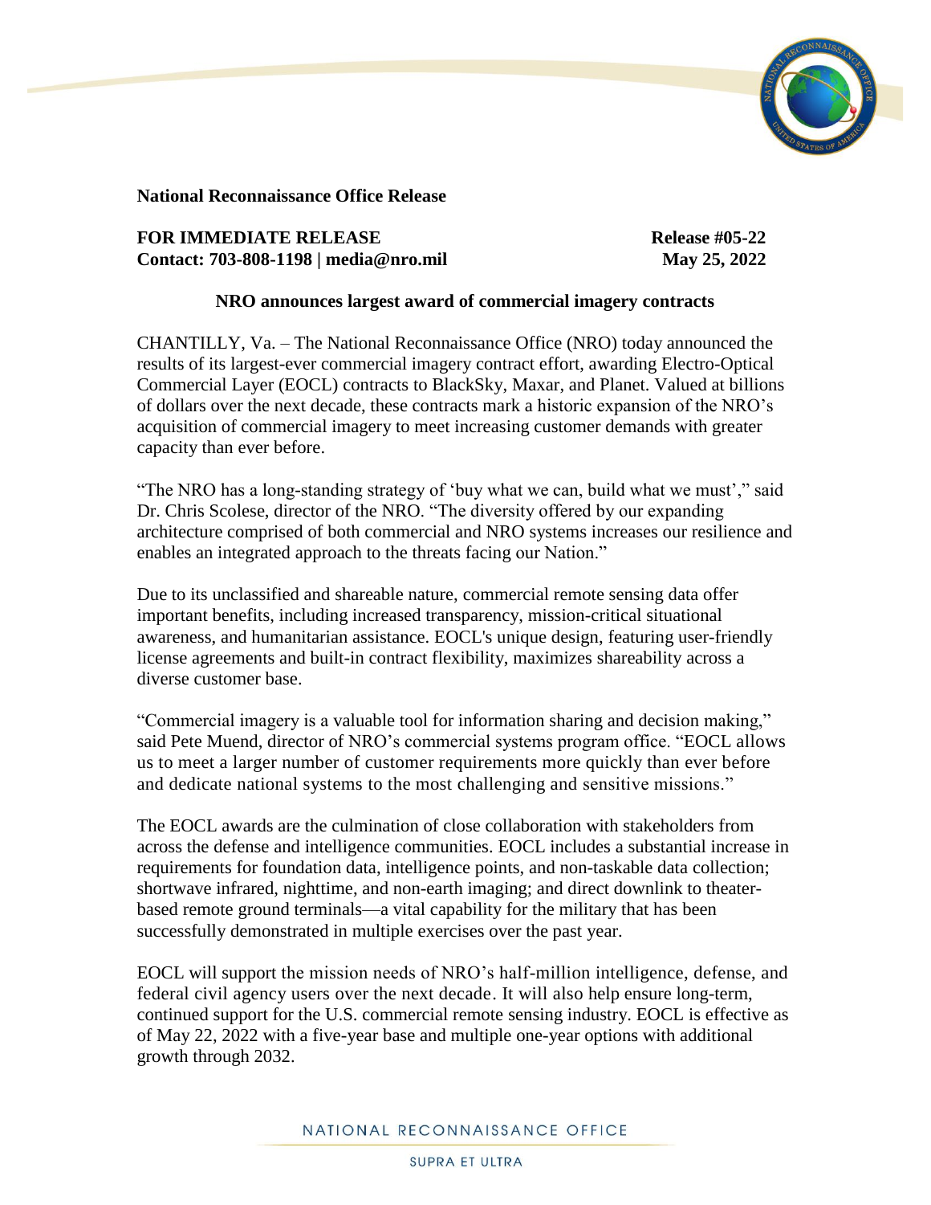**National Reconnaissance Office Release**

**FOR IMMEDIATE RELEASE** **Release #05-22**
**Contact: 703-808-1198 | media@nro.mil** **May 25, 2022**

## NRO announces largest award of commercial imagery contracts

CHANTILLY, Va. – The National Reconnaissance Office (NRO) today announced the results of its largest-ever commercial imagery contract effort, awarding Electro-Optical Commercial Layer (EOCL) contracts to BlackSky, Maxar, and Planet. Valued at billions of dollars over the next decade, these contracts mark a historic expansion of the NRO's acquisition of commercial imagery to meet increasing customer demands with greater capacity than ever before.

"The NRO has a long-standing strategy of 'buy what we can, build what we must'," said Dr. Chris Scolese, director of the NRO. "The diversity offered by our expanding architecture comprised of both commercial and NRO systems increases our resilience and enables an integrated approach to the threats facing our Nation."

Due to its unclassified and shareable nature, commercial remote sensing data offer important benefits, including increased transparency, mission-critical situational awareness, and humanitarian assistance. EOCL's unique design, featuring user-friendly license agreements and built-in contract flexibility, maximizes shareability across a diverse customer base.

"Commercial imagery is a valuable tool for information sharing and decision making," said Pete Muend, director of NRO's commercial systems program office. "EOCL allows us to meet a larger number of customer requirements more quickly than ever before and dedicate national systems to the most challenging and sensitive missions."

The EOCL awards are the culmination of close collaboration with stakeholders from across the defense and intelligence communities. EOCL includes a substantial increase in requirements for foundation data, intelligence points, and non-taskable data collection; shortwave infrared, nighttime, and non-earth imaging; and direct downlink to theater-based remote ground terminals—a vital capability for the military that has been successfully demonstrated in multiple exercises over the past year.

EOCL will support the mission needs of NRO's half-million intelligence, defense, and federal civil agency users over the next decade. It will also help ensure long-term, continued support for the U.S. commercial remote sensing industry. EOCL is effective as of May 22, 2022 with a five-year base and multiple one-year options with additional growth through 2032.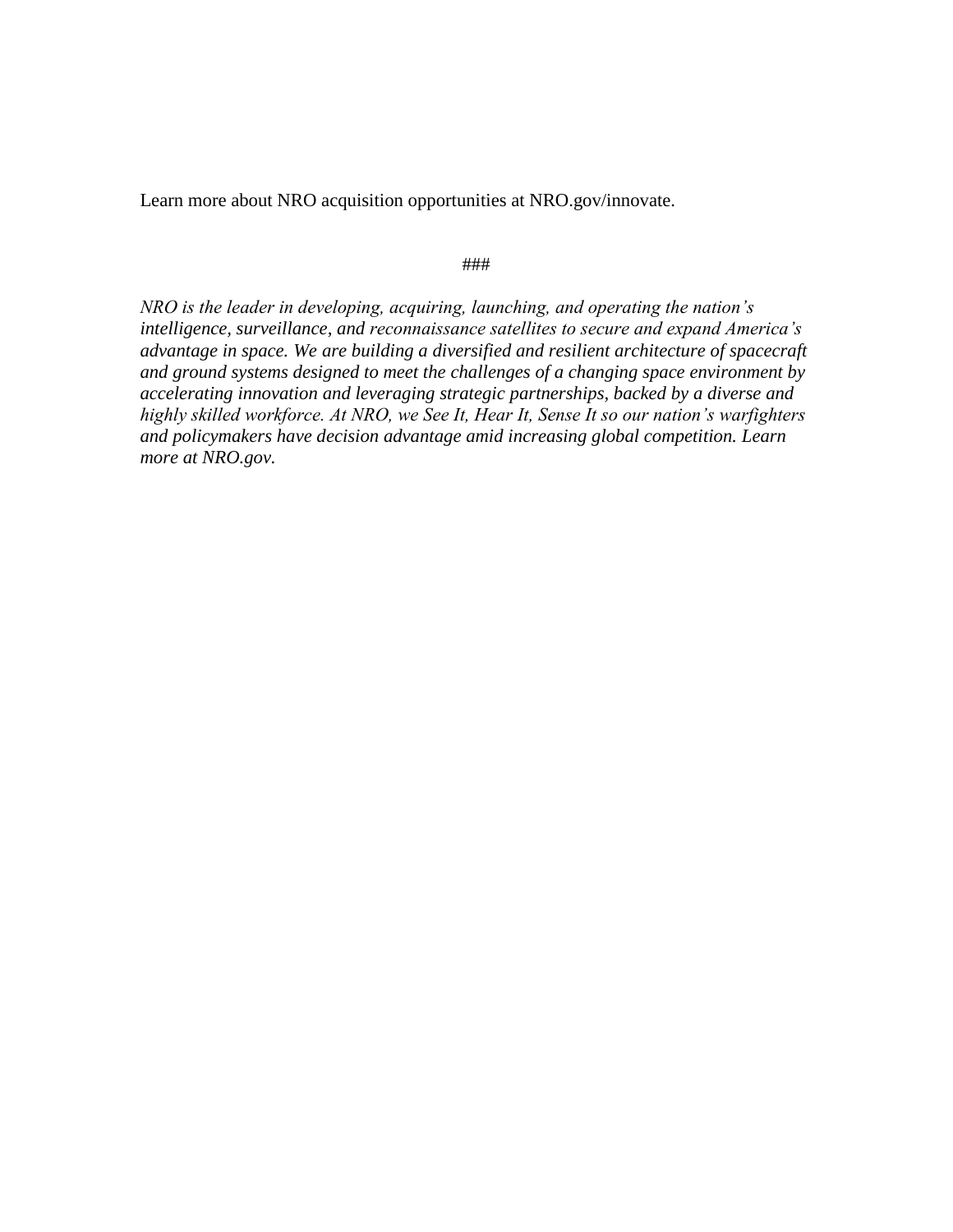Learn more about NRO acquisition opportunities at NRO.gov/innovate.

###

*NRO is the leader in developing, acquiring, launching, and operating the nation's intelligence, surveillance, and reconnaissance satellites to secure and expand America's advantage in space. We are building a diversified and resilient architecture of spacecraft and ground systems designed to meet the challenges of a changing space environment by accelerating innovation and leveraging strategic partnerships, backed by a diverse and highly skilled workforce. At NRO, we See It, Hear It, Sense It so our nation's warfighters and policymakers have decision advantage amid increasing global competition. Learn more at NRO.gov.*